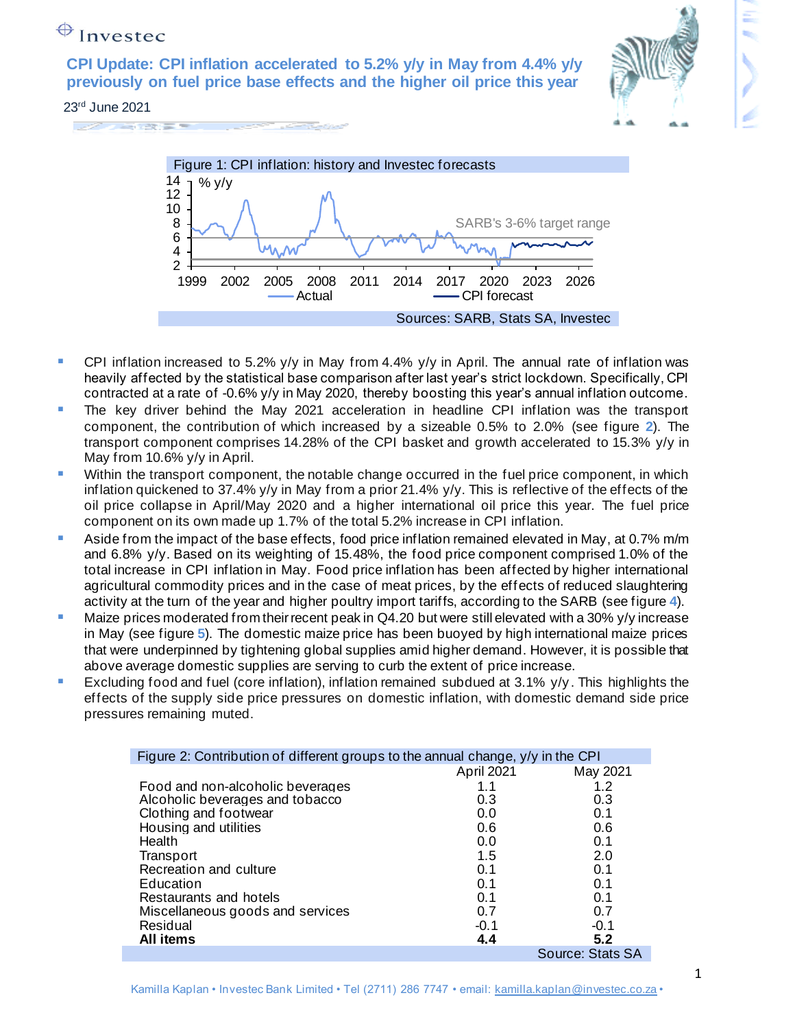# CPI Update: CPI inflation accelerated to 5.2% y/y in May from 4.4% y/y previously on fuel price base effects and the higher oil price this year

23rd June 2021

Figure 1: CPI inflation: history and Investec forecasts

Sources: SARB, Stats SA, Investec

- CPI inflation increased to 5.2% y/y in May from 4.4% y/y in April. The annual rate of inflation was heavily affected by the statistical base comparison after last year's strict lockdown. Specifically, CPI contracted at a rate of -0.6% y/y in May 2020, thereby boosting this year's annual inflation outcome.
- The key driver behind the May 2021 acceleration in headline CPI inflation was the transport component, the contribution of which increased by a sizeable 0.5% to 2.0% (see figure **2**). The transport component comprises 14.28% of the CPI basket and growth accelerated to 15.3% y/y in May from 10.6% y/y in April.
- Within the transport component, the notable change occurred in the fuel price component, in which inflation quickened to 37.4% y/y in May from a prior 21.4% y/y. This is reflective of the effects of the oil price collapse in April/May 2020 and a higher international oil price this year. The fuel price component on its own made up 1.7% of the total 5.2% increase in CPI inflation.
- Aside from the impact of the base effects, food price inflation remained elevated in May, at 0.7% m/m and 6.8% y/y. Based on its weighting of 15.48%, the food price component comprised 1.0% of the total increase in CPI inflation in May. Food price inflation has been affected by higher international agricultural commodity prices and in the case of meat prices, by the effects of reduced slaughtering activity at the turn of the year and higher poultry import tariffs, according to the SARB (see figure **4**).
- Maize prices moderated from their recent peak in Q4.20 but were still elevated with a 30% y/y increase in May (see figure **5**). The domestic maize price has been buoyed by high international maize prices that were underpinned by tightening global supplies amid higher demand. However, it is possible that above average domestic supplies are serving to curb the extent of price increase.
- Excluding food and fuel (core inflation), inflation remained subdued at 3.1% y/y. This highlights the effects of the supply side price pressures on domestic inflation, with domestic demand side price pressures remaining muted.

Figure 2: Contribution of different groups to the annual change, y/y in the CPI

| | April 2021 | May 2021 |
|---|---|---|
| Food and non-alcoholic beverages | 1.1 | 1.2 |
| Alcoholic beverages and tobacco | 0.3 | 0.3 |
| Clothing and footwear | 0.0 | 0.1 |
| Housing and utilities | 0.6 | 0.6 |
| Health | 0.0 | 0.1 |
| Transport | 1.5 | 2.0 |
| Recreation and culture | 0.1 | 0.1 |
| Education | 0.1 | 0.1 |
| Restaurants and hotels | 0.1 | 0.1 |
| Miscellaneous goods and services | 0.7 | 0.7 |
| Residual | -0.1 | -0.1 |
| **All items** | **4.4** | **5.2** |

Source: Stats SA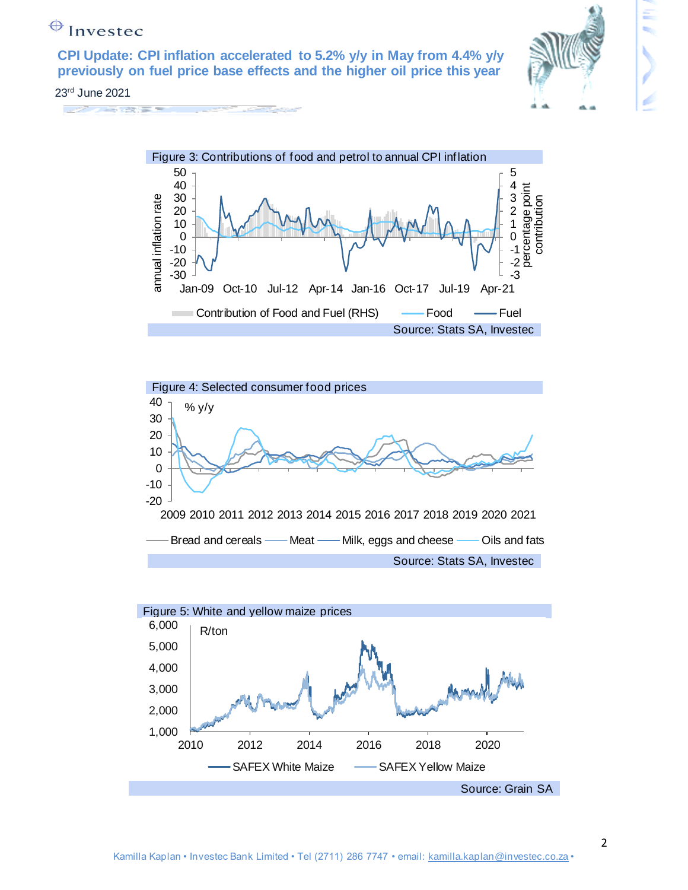Figure 3: Contributions of food and petrol to annual CPI inflation

Source: Stats SA, Investec

Figure 4: Selected consumer food prices

Source: Stats SA, Investec

Figure 5: White and yellow maize prices

Source: Grain SA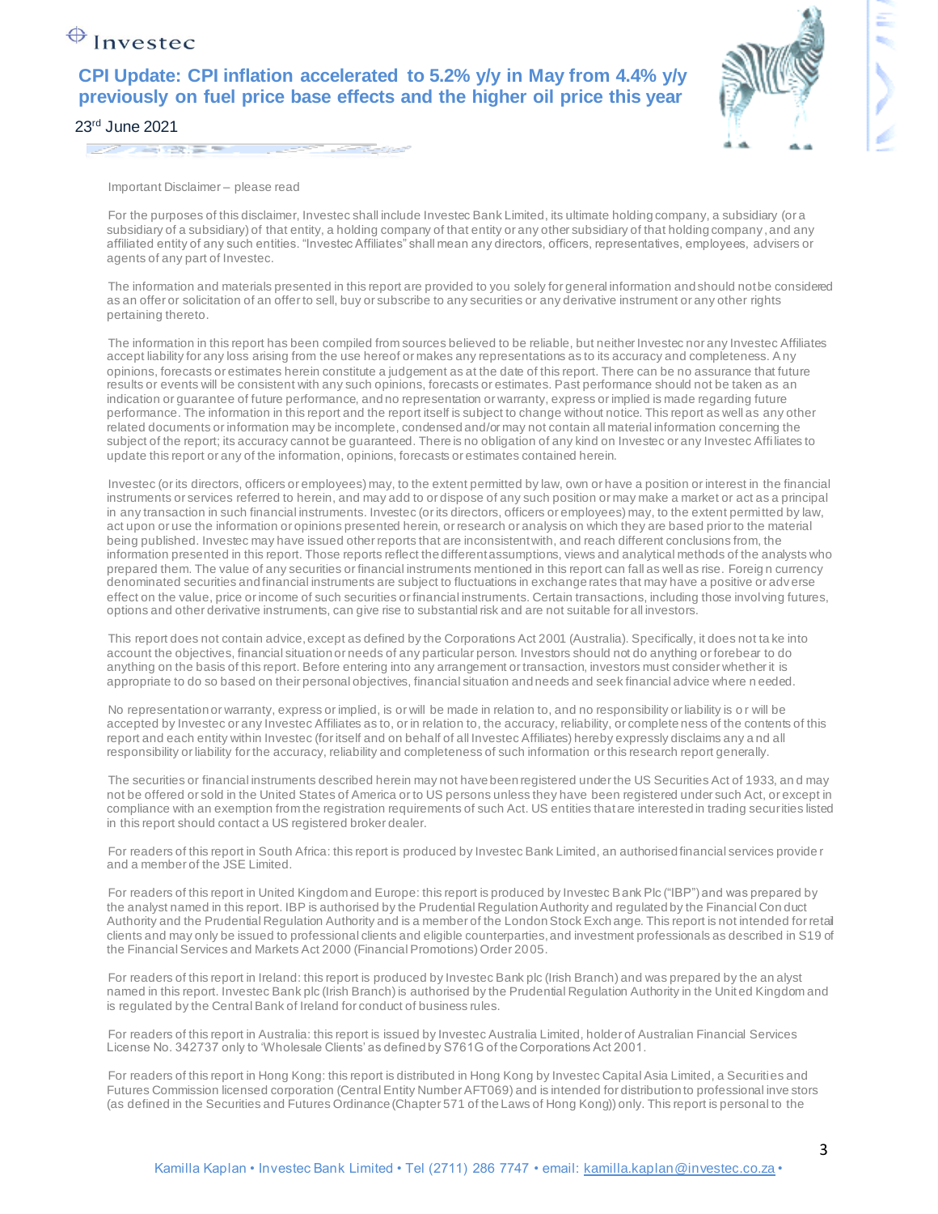# CPI Update: CPI inflation accelerated to 5.2% y/y in May from 4.4% y/y previously on fuel price base effects and the higher oil price this year

23rd June 2021

Important Disclaimer – please read

For the purposes of this disclaimer, Investec shall include Investec Bank Limited, its ultimate holding company, a subsidiary (or a subsidiary of a subsidiary) of that entity, a holding company of that entity or any other subsidiary of that holding company, and any affiliated entity of any such entities. "Investec Affiliates" shall mean any directors, officers, representatives, employees, advisers or agents of any part of Investec.

The information and materials presented in this report are provided to you solely for general information and should not be considered as an offer or solicitation of an offer to sell, buy or subscribe to any securities or any derivative instrument or any other rights pertaining thereto.

The information in this report has been compiled from sources believed to be reliable, but neither Investec nor any Investec Affiliates accept liability for any loss arising from the use hereof or makes any representations as to its accuracy and completeness. Any opinions, forecasts or estimates herein constitute a judgement as at the date of this report. There can be no assurance that future results or events will be consistent with any such opinions, forecasts or estimates. Past performance should not be taken as an indication or guarantee of future performance, and no representation or warranty, express or implied is made regarding future performance. The information in this report and the report itself is subject to change without notice. This report as well as any other related documents or information may be incomplete, condensed and/or may not contain all material information concerning the subject of the report; its accuracy cannot be guaranteed. There is no obligation of any kind on Investec or any Investec Affiliates to update this report or any of the information, opinions, forecasts or estimates contained herein.

Investec (or its directors, officers or employees) may, to the extent permitted by law, own or have a position or interest in the financial instruments or services referred to herein, and may add to or dispose of any such position or may make a market or act as a principal in any transaction in such financial instruments. Investec (or its directors, officers or employees) may, to the extent permitted by law, act upon or use the information or opinions presented herein, or research or analysis on which they are based prior to the material being published. Investec may have issued other reports that are inconsistent with, and reach different conclusions from, the information presented in this report. Those reports reflect the different assumptions, views and analytical methods of the analysts who prepared them. The value of any securities or financial instruments mentioned in this report can fall as well as rise. Foreign currency denominated securities and financial instruments are subject to fluctuations in exchange rates that may have a positive or adverse effect on the value, price or income of such securities or financial instruments. Certain transactions, including those involving futures, options and other derivative instruments, can give rise to substantial risk and are not suitable for all investors.

This report does not contain advice, except as defined by the Corporations Act 2001 (Australia). Specifically, it does not take into account the objectives, financial situation or needs of any particular person. Investors should not do anything or forebear to do anything on the basis of this report. Before entering into any arrangement or transaction, investors must consider whether it is appropriate to do so based on their personal objectives, financial situation and needs and seek financial advice where needed.

No representation or warranty, express or implied, is or will be made in relation to, and no responsibility or liability is or will be accepted by Investec or any Investec Affiliates as to, or in relation to, the accuracy, reliability, or completeness of the contents of this report and each entity within Investec (for itself and on behalf of all Investec Affiliates) hereby expressly disclaims any and all responsibility or liability for the accuracy, reliability and completeness of such information or this research report generally.

The securities or financial instruments described herein may not have been registered under the US Securities Act of 1933, and may not be offered or sold in the United States of America or to US persons unless they have been registered under such Act, or except in compliance with an exemption from the registration requirements of such Act. US entities that are interested in trading securities listed in this report should contact a US registered broker dealer.

For readers of this report in South Africa: this report is produced by Investec Bank Limited, an authorised financial services provider and a member of the JSE Limited.

For readers of this report in United Kingdom and Europe: this report is produced by Investec Bank Plc ("IBP") and was prepared by the analyst named in this report. IBP is authorised by the Prudential Regulation Authority and regulated by the Financial Conduct Authority and the Prudential Regulation Authority and is a member of the London Stock Exchange. This report is not intended for retail clients and may only be issued to professional clients and eligible counterparties, and investment professionals as described in S19 of the Financial Services and Markets Act 2000 (Financial Promotions) Order 2005.

For readers of this report in Ireland: this report is produced by Investec Bank plc (Irish Branch) and was prepared by the analyst named in this report. Investec Bank plc (Irish Branch) is authorised by the Prudential Regulation Authority in the United Kingdom and is regulated by the Central Bank of Ireland for conduct of business rules.

For readers of this report in Australia: this report is issued by Investec Australia Limited, holder of Australian Financial Services License No. 342737 only to 'Wholesale Clients' as defined by S761G of the Corporations Act 2001.

For readers of this report in Hong Kong: this report is distributed in Hong Kong by Investec Capital Asia Limited, a Securities and Futures Commission licensed corporation (Central Entity Number AFT069) and is intended for distribution to professional investors (as defined in the Securities and Futures Ordinance (Chapter 571 of the Laws of Hong Kong)) only. This report is personal to the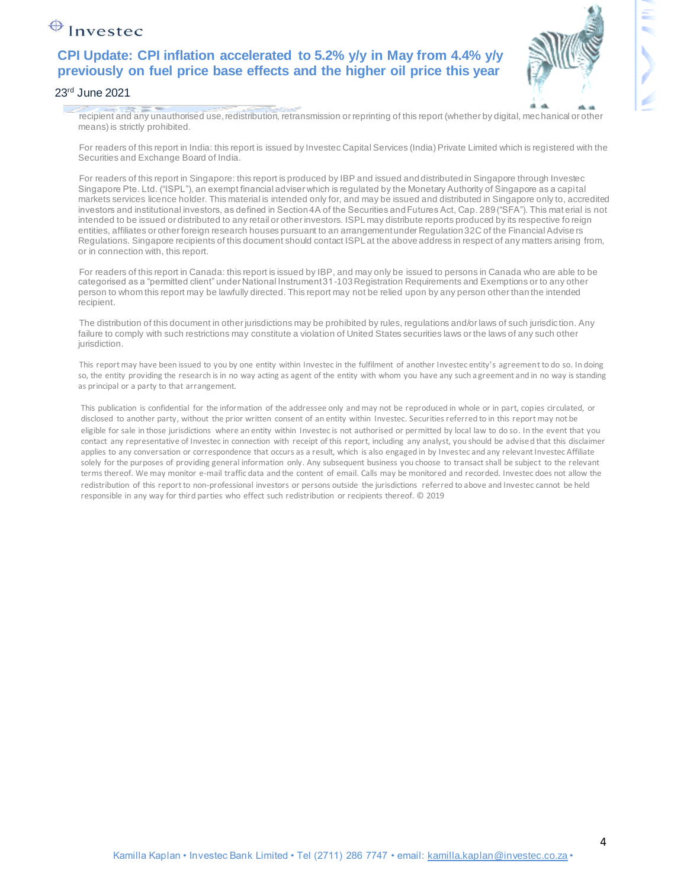recipient and any unauthorised use, redistribution, retransmission or reprinting of this report (whether by digital, mechanical or other means) is strictly prohibited.

For readers of this report in India: this report is issued by Investec Capital Services (India) Private Limited which is registered with the Securities and Exchange Board of India.

For readers of this report in Singapore: this report is produced by IBP and issued and distributed in Singapore through Investec Singapore Pte. Ltd. ("ISPL"), an exempt financial adviser which is regulated by the Monetary Authority of Singapore as a capital markets services licence holder. This material is intended only for, and may be issued and distributed in Singapore only to, accredited investors and institutional investors, as defined in Section 4A of the Securities and Futures Act, Cap. 289 ("SFA"). This material is not intended to be issued or distributed to any retail or other investors. ISPL may distribute reports produced by its respective foreign entities, affiliates or other foreign research houses pursuant to an arrangement under Regulation 32C of the Financial Advisers Regulations. Singapore recipients of this document should contact ISPL at the above address in respect of any matters arising from, or in connection with, this report.

For readers of this report in Canada: this report is issued by IBP, and may only be issued to persons in Canada who are able to be categorised as a "permitted client" under National Instrument 31-103 Registration Requirements and Exemptions or to any other person to whom this report may be lawfully directed. This report may not be relied upon by any person other than the intended recipient.

The distribution of this document in other jurisdictions may be prohibited by rules, regulations and/or laws of such jurisdiction. Any failure to comply with such restrictions may constitute a violation of United States securities laws or the laws of any such other jurisdiction.

This report may have been issued to you by one entity within Investec in the fulfilment of another Investec entity's agreement to do so. In doing so, the entity providing the research is in no way acting as agent of the entity with whom you have any such agreement and in no way is standing as principal or a party to that arrangement.

This publication is confidential for the information of the addressee only and may not be reproduced in whole or in part, copies circulated, or disclosed to another party, without the prior written consent of an entity within Investec. Securities referred to in this report may not be eligible for sale in those jurisdictions where an entity within Investec is not authorised or permitted by local law to do so. In the event that you contact any representative of Investec in connection with receipt of this report, including any analyst, you should be advised that this disclaimer applies to any conversation or correspondence that occurs as a result, which is also engaged in by Investec and any relevant Investec Affiliate solely for the purposes of providing general information only. Any subsequent business you choose to transact shall be subject to the relevant terms thereof. We may monitor e-mail traffic data and the content of email. Calls may be monitored and recorded. Investec does not allow the redistribution of this report to non-professional investors or persons outside the jurisdictions referred to above and Investec cannot be held responsible in any way for third parties who effect such redistribution or recipients thereof. © 2019